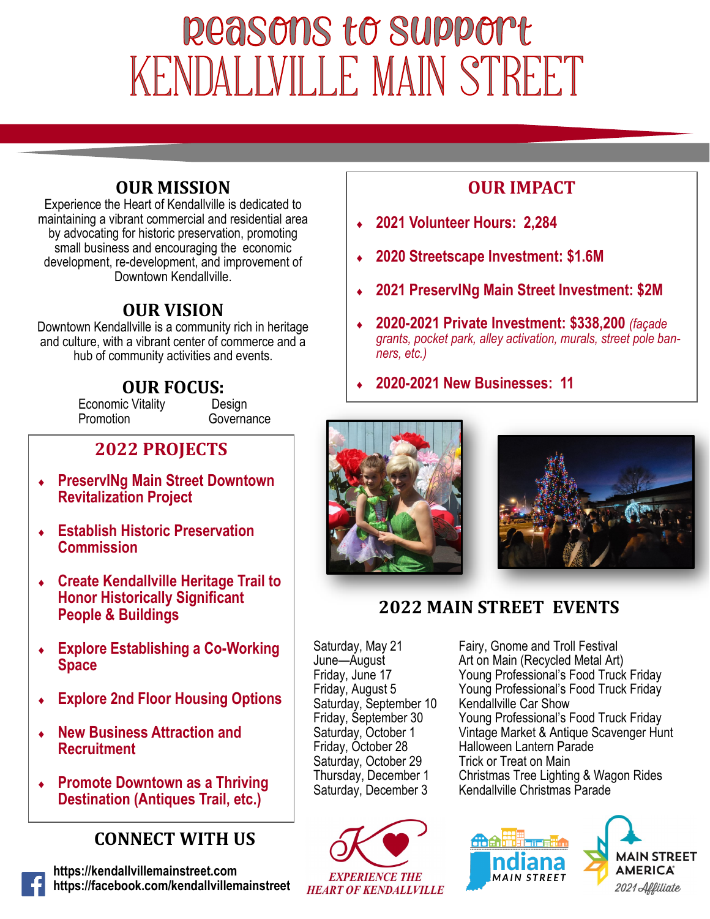# Reasons to Support
# KENDALLVILLE MAIN STREET

## OUR MISSION

Experience the Heart of Kendallville is dedicated to maintaining a vibrant commercial and residential area by advocating for historic preservation, promoting small business and encouraging the economic development, re-development, and improvement of Downtown Kendallville.

## OUR VISION

Downtown Kendallville is a community rich in heritage and culture, with a vibrant center of commerce and a hub of community activities and events.

## OUR FOCUS:

Economic Vitality | Design
Promotion | Governance

## 2022 PROJECTS

- **PreservINg Main Street Downtown Revitalization Project**
- **Establish Historic Preservation Commission**
- **Create Kendallville Heritage Trail to Honor Historically Significant People & Buildings**
- **Explore Establishing a Co-Working Space**
- **Explore 2nd Floor Housing Options**
- **New Business Attraction and Recruitment**
- **Promote Downtown as a Thriving Destination (Antiques Trail, etc.)**

## CONNECT WITH US

https://kendallvillemainstreet.com
https://facebook.com/kendallvillemainstreet

## OUR IMPACT

- **2021 Volunteer Hours: 2,284**
- **2020 Streetscape Investment: $1.6M**
- **2021 PreservINg Main Street Investment: $2M**
- **2020-2021 Private Investment: $338,200** *(façade grants, pocket park, alley activation, murals, street pole banners, etc.)*
- **2020-2021 New Businesses: 11**

## 2022 MAIN STREET EVENTS

| Date | Event |
|---|---|
| Saturday, May 21 | Fairy, Gnome and Troll Festival |
| June—August | Art on Main (Recycled Metal Art) |
| Friday, June 17 | Young Professional's Food Truck Friday |
| Friday, August 5 | Young Professional's Food Truck Friday |
| Saturday, September 10 | Kendallville Car Show |
| Friday, September 30 | Young Professional's Food Truck Friday |
| Saturday, October 1 | Vintage Market & Antique Scavenger Hunt |
| Friday, October 28 | Halloween Lantern Parade |
| Saturday, October 29 | Trick or Treat on Main |
| Thursday, December 1 | Christmas Tree Lighting & Wagon Rides |
| Saturday, December 3 | Kendallville Christmas Parade |

*EXPERIENCE THE HEART OF KENDALLVILLE*

Indiana Main Street

Main Street America 2021 Affiliate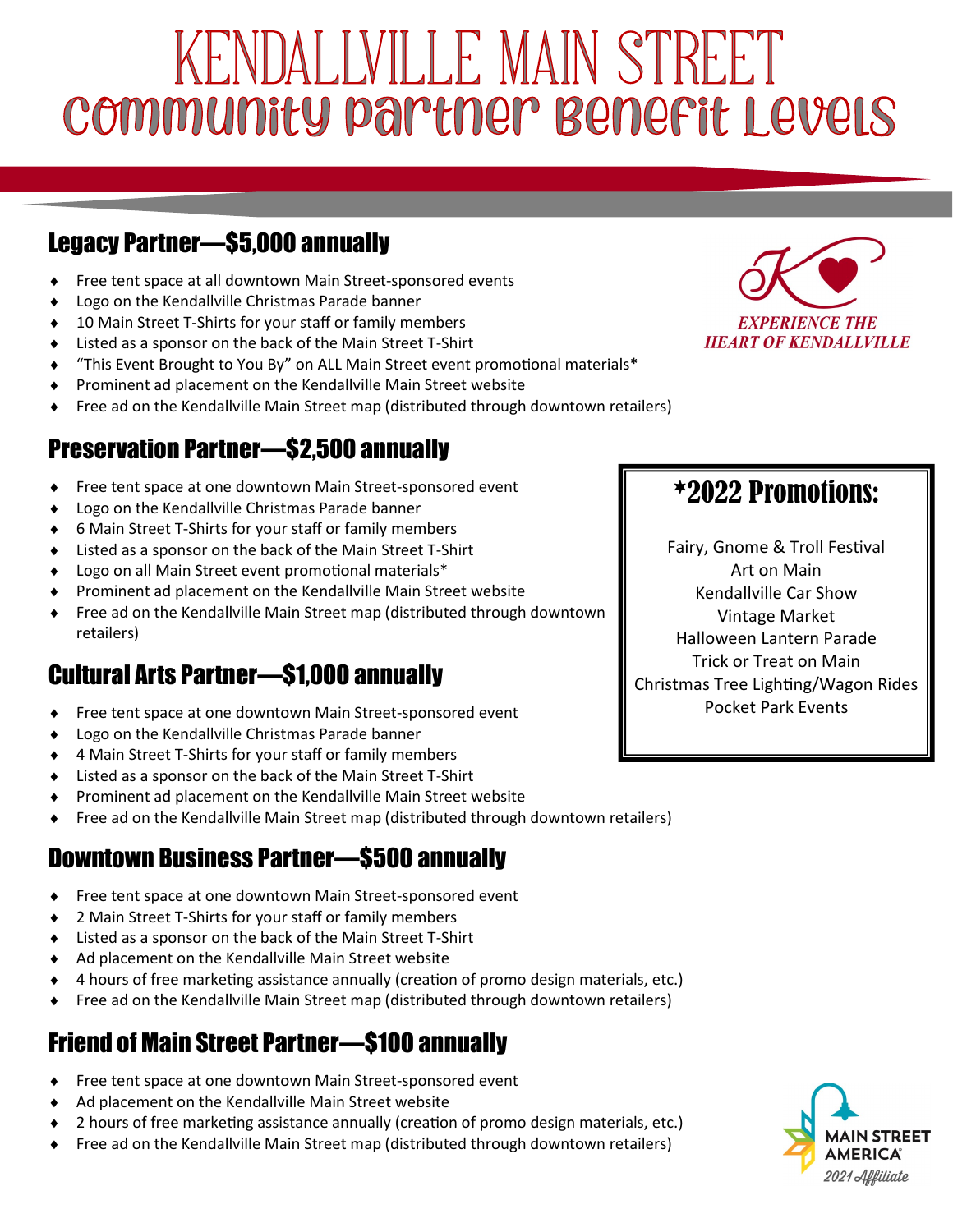# KENDALLVILLE MAIN STREET
# Community Partner Benefit Levels

EXPERIENCE THE HEART OF KENDALLVILLE

## Legacy Partner—$5,000 annually

- Free tent space at all downtown Main Street-sponsored events
- Logo on the Kendallville Christmas Parade banner
- 10 Main Street T-Shirts for your staff or family members
- Listed as a sponsor on the back of the Main Street T-Shirt
- "This Event Brought to You By" on ALL Main Street event promotional materials*
- Prominent ad placement on the Kendallville Main Street website
- Free ad on the Kendallville Main Street map (distributed through downtown retailers)

## Preservation Partner—$2,500 annually

- Free tent space at one downtown Main Street-sponsored event
- Logo on the Kendallville Christmas Parade banner
- 6 Main Street T-Shirts for your staff or family members
- Listed as a sponsor on the back of the Main Street T-Shirt
- Logo on all Main Street event promotional materials*
- Prominent ad placement on the Kendallville Main Street website
- Free ad on the Kendallville Main Street map (distributed through downtown retailers)

## *2022 Promotions:

Fairy, Gnome & Troll Festival
Art on Main
Kendallville Car Show
Vintage Market
Halloween Lantern Parade
Trick or Treat on Main
Christmas Tree Lighting/Wagon Rides
Pocket Park Events

## Cultural Arts Partner—$1,000 annually

- Free tent space at one downtown Main Street-sponsored event
- Logo on the Kendallville Christmas Parade banner
- 4 Main Street T-Shirts for your staff or family members
- Listed as a sponsor on the back of the Main Street T-Shirt
- Prominent ad placement on the Kendallville Main Street website
- Free ad on the Kendallville Main Street map (distributed through downtown retailers)

## Downtown Business Partner—$500 annually

- Free tent space at one downtown Main Street-sponsored event
- 2 Main Street T-Shirts for your staff or family members
- Listed as a sponsor on the back of the Main Street T-Shirt
- Ad placement on the Kendallville Main Street website
- 4 hours of free marketing assistance annually (creation of promo design materials, etc.)
- Free ad on the Kendallville Main Street map (distributed through downtown retailers)

## Friend of Main Street Partner—$100 annually

- Free tent space at one downtown Main Street-sponsored event
- Ad placement on the Kendallville Main Street website
- 2 hours of free marketing assistance annually (creation of promo design materials, etc.)
- Free ad on the Kendallville Main Street map (distributed through downtown retailers)

MAIN STREET AMERICA
2021 Affiliate